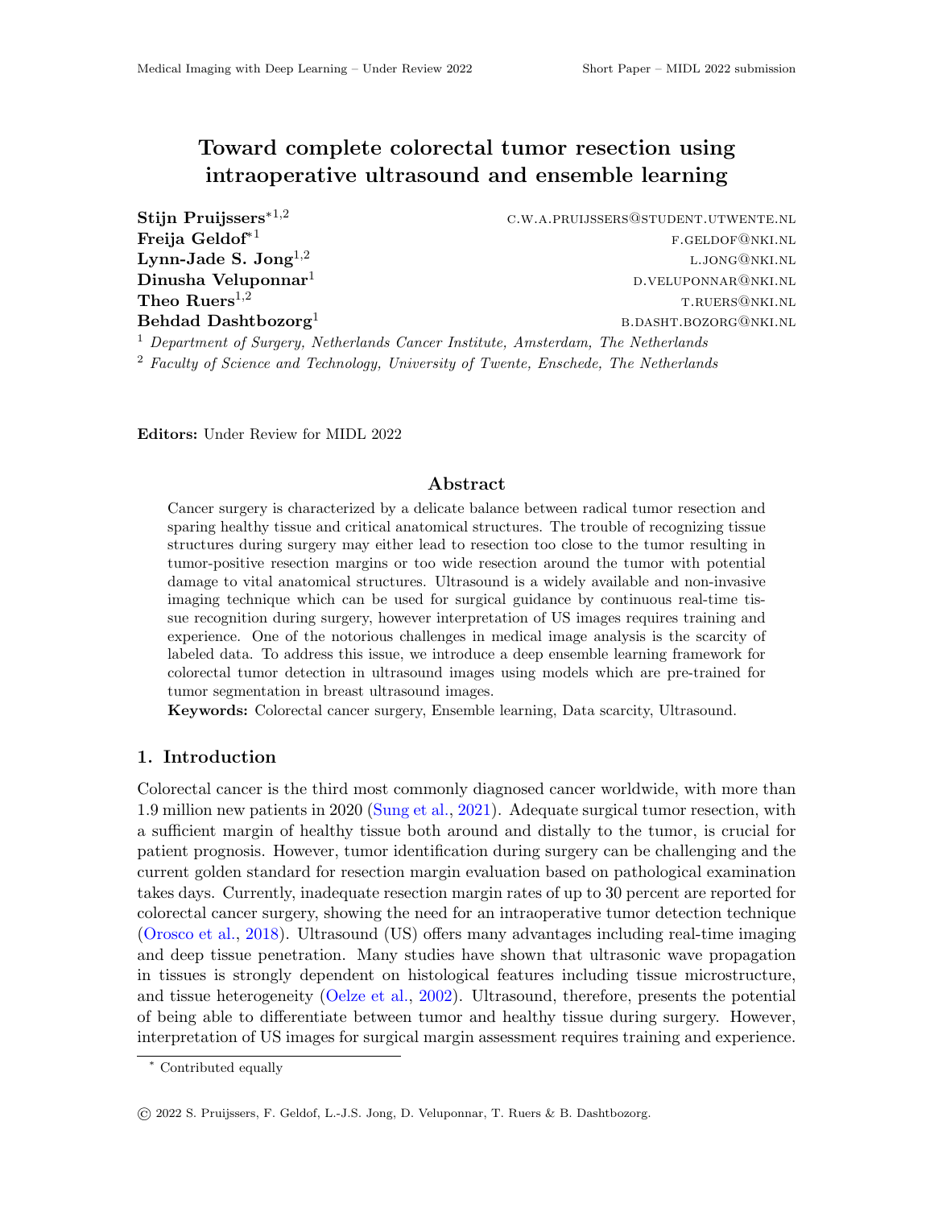# Toward complete colorectal tumor resection using intraoperative ultrasound and ensemble learning

**Stijn Pruijssers**[*1,2] C.W.A.PRUIJSSERS@STUDENT.UTWENTE.NL
**Freija Geldof**[*1] F.GELDOF@NKI.NL
**Lynn-Jade S. Jong**[1,2] L.JONG@NKI.NL
**Dinusha Veluponnar**[1] D.VELUPONNAR@NKI.NL
**Theo Ruers**[1,2] T.RUERS@NKI.NL
**Behdad Dashtbozorg**[1] B.DASHT.BOZORG@NKI.NL

[1] *Department of Surgery, Netherlands Cancer Institute, Amsterdam, The Netherlands*
[2] *Faculty of Science and Technology, University of Twente, Enschede, The Netherlands*

**Editors:** Under Review for MIDL 2022

## Abstract

Cancer surgery is characterized by a delicate balance between radical tumor resection and sparing healthy tissue and critical anatomical structures. The trouble of recognizing tissue structures during surgery may either lead to resection too close to the tumor resulting in tumor-positive resection margins or too wide resection around the tumor with potential damage to vital anatomical structures. Ultrasound is a widely available and non-invasive imaging technique which can be used for surgical guidance by continuous real-time tissue recognition during surgery, however interpretation of US images requires training and experience. One of the notorious challenges in medical image analysis is the scarcity of labeled data. To address this issue, we introduce a deep ensemble learning framework for colorectal tumor detection in ultrasound images using models which are pre-trained for tumor segmentation in breast ultrasound images.

**Keywords:** Colorectal cancer surgery, Ensemble learning, Data scarcity, Ultrasound.

## 1. Introduction

Colorectal cancer is the third most commonly diagnosed cancer worldwide, with more than 1.9 million new patients in 2020 (Sung et al., 2021). Adequate surgical tumor resection, with a sufficient margin of healthy tissue both around and distally to the tumor, is crucial for patient prognosis. However, tumor identification during surgery can be challenging and the current golden standard for resection margin evaluation based on pathological examination takes days. Currently, inadequate resection margin rates of up to 30 percent are reported for colorectal cancer surgery, showing the need for an intraoperative tumor detection technique (Orosco et al., 2018). Ultrasound (US) offers many advantages including real-time imaging and deep tissue penetration. Many studies have shown that ultrasonic wave propagation in tissues is strongly dependent on histological features including tissue microstructure, and tissue heterogeneity (Oelze et al., 2002). Ultrasound, therefore, presents the potential of being able to differentiate between tumor and healthy tissue during surgery. However, interpretation of US images for surgical margin assessment requires training and experience.

[*] Contributed equally

© 2022 S. Pruijssers, F. Geldof, L.-J.S. Jong, D. Veluponnar, T. Ruers & B. Dashtbozorg.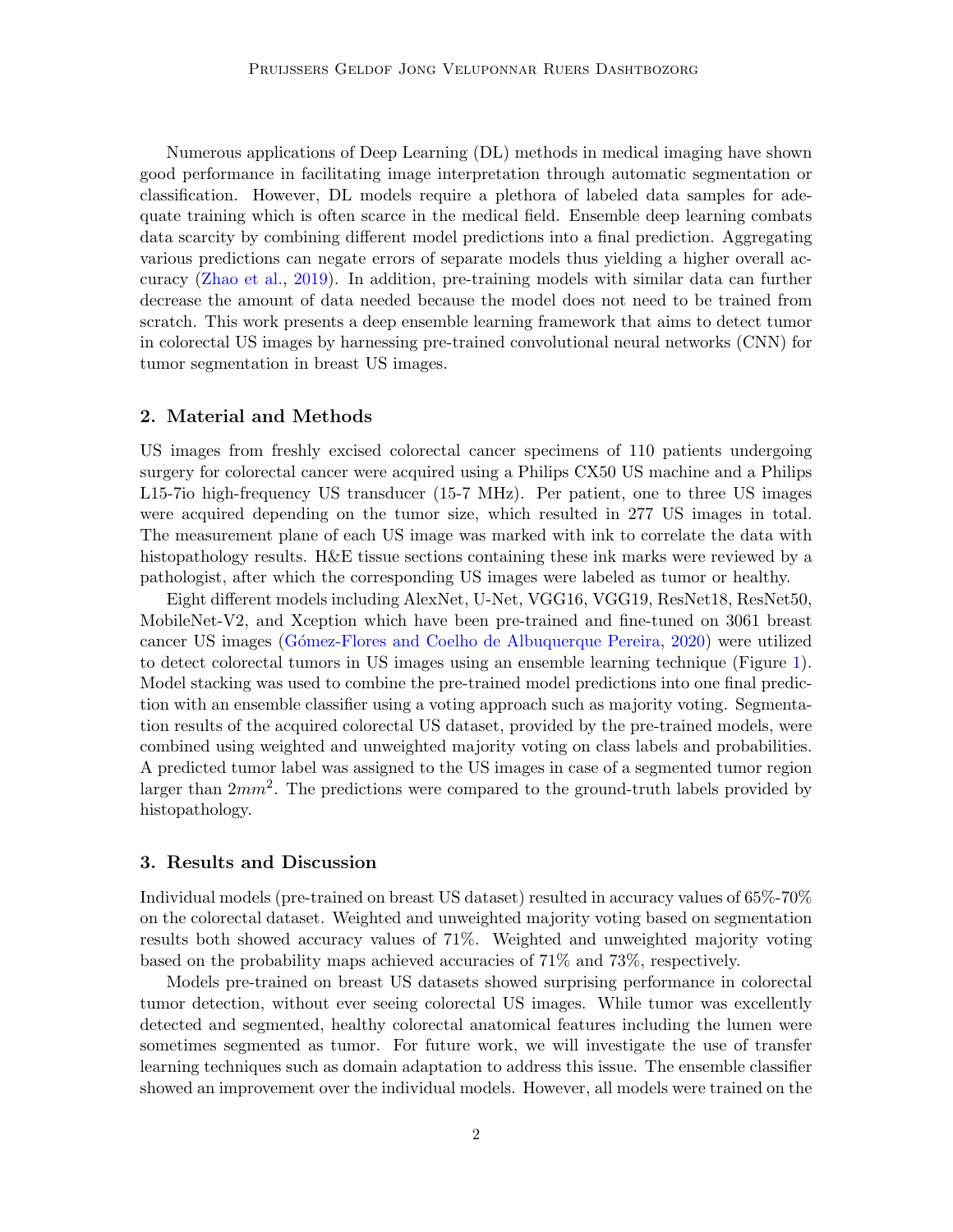Numerous applications of Deep Learning (DL) methods in medical imaging have shown good performance in facilitating image interpretation through automatic segmentation or classification. However, DL models require a plethora of labeled data samples for adequate training which is often scarce in the medical field. Ensemble deep learning combats data scarcity by combining different model predictions into a final prediction. Aggregating various predictions can negate errors of separate models thus yielding a higher overall accuracy (Zhao et al., 2019). In addition, pre-training models with similar data can further decrease the amount of data needed because the model does not need to be trained from scratch. This work presents a deep ensemble learning framework that aims to detect tumor in colorectal US images by harnessing pre-trained convolutional neural networks (CNN) for tumor segmentation in breast US images.

## 2. Material and Methods

US images from freshly excised colorectal cancer specimens of 110 patients undergoing surgery for colorectal cancer were acquired using a Philips CX50 US machine and a Philips L15-7io high-frequency US transducer (15-7 MHz). Per patient, one to three US images were acquired depending on the tumor size, which resulted in 277 US images in total. The measurement plane of each US image was marked with ink to correlate the data with histopathology results. H&E tissue sections containing these ink marks were reviewed by a pathologist, after which the corresponding US images were labeled as tumor or healthy.

Eight different models including AlexNet, U-Net, VGG16, VGG19, ResNet18, ResNet50, MobileNet-V2, and Xception which have been pre-trained and fine-tuned on 3061 breast cancer US images (Gómez-Flores and Coelho de Albuquerque Pereira, 2020) were utilized to detect colorectal tumors in US images using an ensemble learning technique (Figure 1). Model stacking was used to combine the pre-trained model predictions into one final prediction with an ensemble classifier using a voting approach such as majority voting. Segmentation results of the acquired colorectal US dataset, provided by the pre-trained models, were combined using weighted and unweighted majority voting on class labels and probabilities. A predicted tumor label was assigned to the US images in case of a segmented tumor region larger than $2mm^2$. The predictions were compared to the ground-truth labels provided by histopathology.

## 3. Results and Discussion

Individual models (pre-trained on breast US dataset) resulted in accuracy values of 65%-70% on the colorectal dataset. Weighted and unweighted majority voting based on segmentation results both showed accuracy values of 71%. Weighted and unweighted majority voting based on the probability maps achieved accuracies of 71% and 73%, respectively.

Models pre-trained on breast US datasets showed surprising performance in colorectal tumor detection, without ever seeing colorectal US images. While tumor was excellently detected and segmented, healthy colorectal anatomical features including the lumen were sometimes segmented as tumor. For future work, we will investigate the use of transfer learning techniques such as domain adaptation to address this issue. The ensemble classifier showed an improvement over the individual models. However, all models were trained on the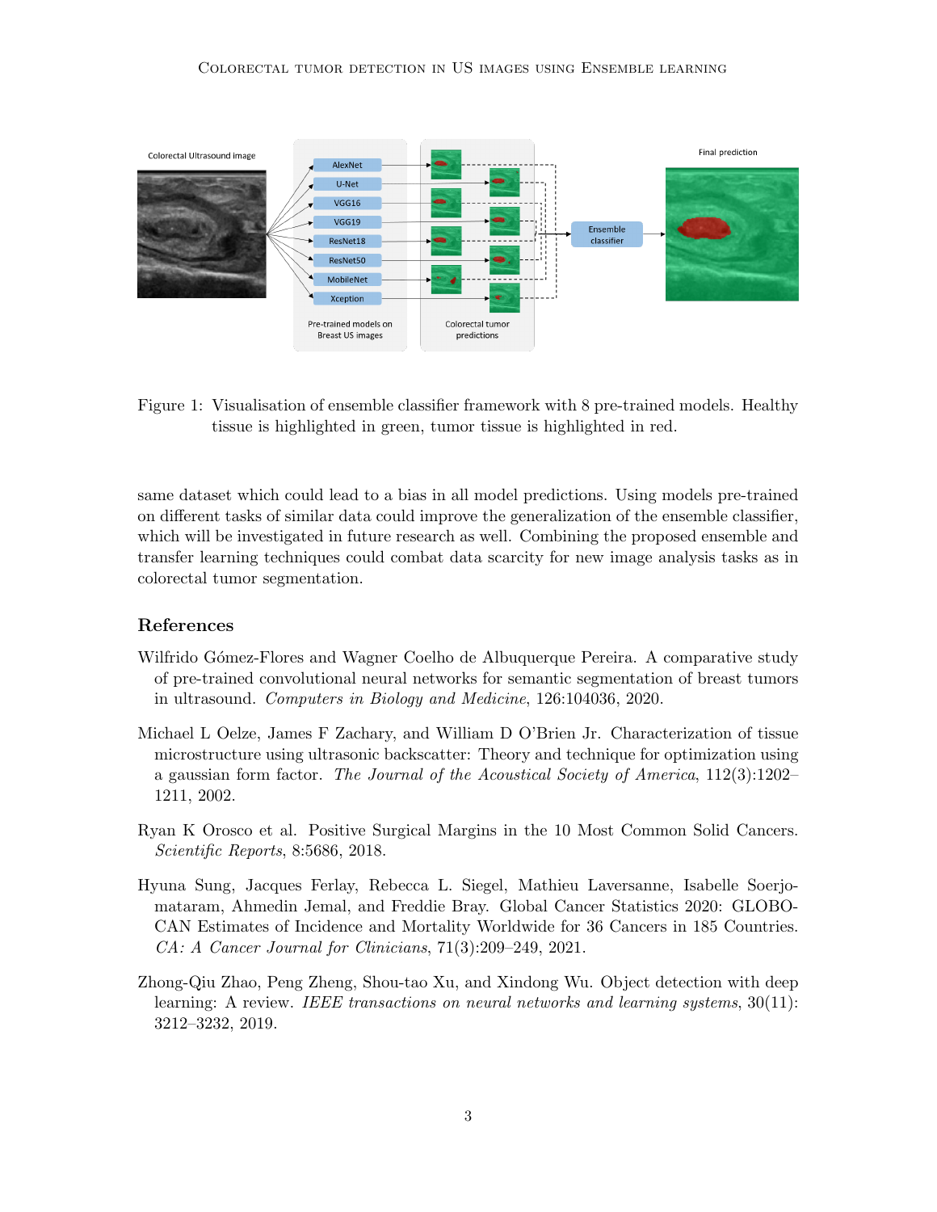Colorectal Ultrasound image

AlexNet

U-Net

VGG16

VGG19

ResNet18

ResNet50

MobileNet

Xception

Pre-trained models on Breast US images

Colorectal tumor predictions

Ensemble classifier

Final prediction

Figure 1: Visualisation of ensemble classifier framework with 8 pre-trained models. Healthy tissue is highlighted in green, tumor tissue is highlighted in red.

same dataset which could lead to a bias in all model predictions. Using models pre-trained on different tasks of similar data could improve the generalization of the ensemble classifier, which will be investigated in future research as well. Combining the proposed ensemble and transfer learning techniques could combat data scarcity for new image analysis tasks as in colorectal tumor segmentation.

## References

Wilfrido Gómez-Flores and Wagner Coelho de Albuquerque Pereira. A comparative study of pre-trained convolutional neural networks for semantic segmentation of breast tumors in ultrasound. *Computers in Biology and Medicine*, 126:104036, 2020.

Michael L Oelze, James F Zachary, and William D O'Brien Jr. Characterization of tissue microstructure using ultrasonic backscatter: Theory and technique for optimization using a gaussian form factor. *The Journal of the Acoustical Society of America*, 112(3):1202–1211, 2002.

Ryan K Orosco et al. Positive Surgical Margins in the 10 Most Common Solid Cancers. *Scientific Reports*, 8:5686, 2018.

Hyuna Sung, Jacques Ferlay, Rebecca L. Siegel, Mathieu Laversanne, Isabelle Soerjomataram, Ahmedin Jemal, and Freddie Bray. Global Cancer Statistics 2020: GLOBOCAN Estimates of Incidence and Mortality Worldwide for 36 Cancers in 185 Countries. *CA: A Cancer Journal for Clinicians*, 71(3):209–249, 2021.

Zhong-Qiu Zhao, Peng Zheng, Shou-tao Xu, and Xindong Wu. Object detection with deep learning: A review. *IEEE transactions on neural networks and learning systems*, 30(11): 3212–3232, 2019.